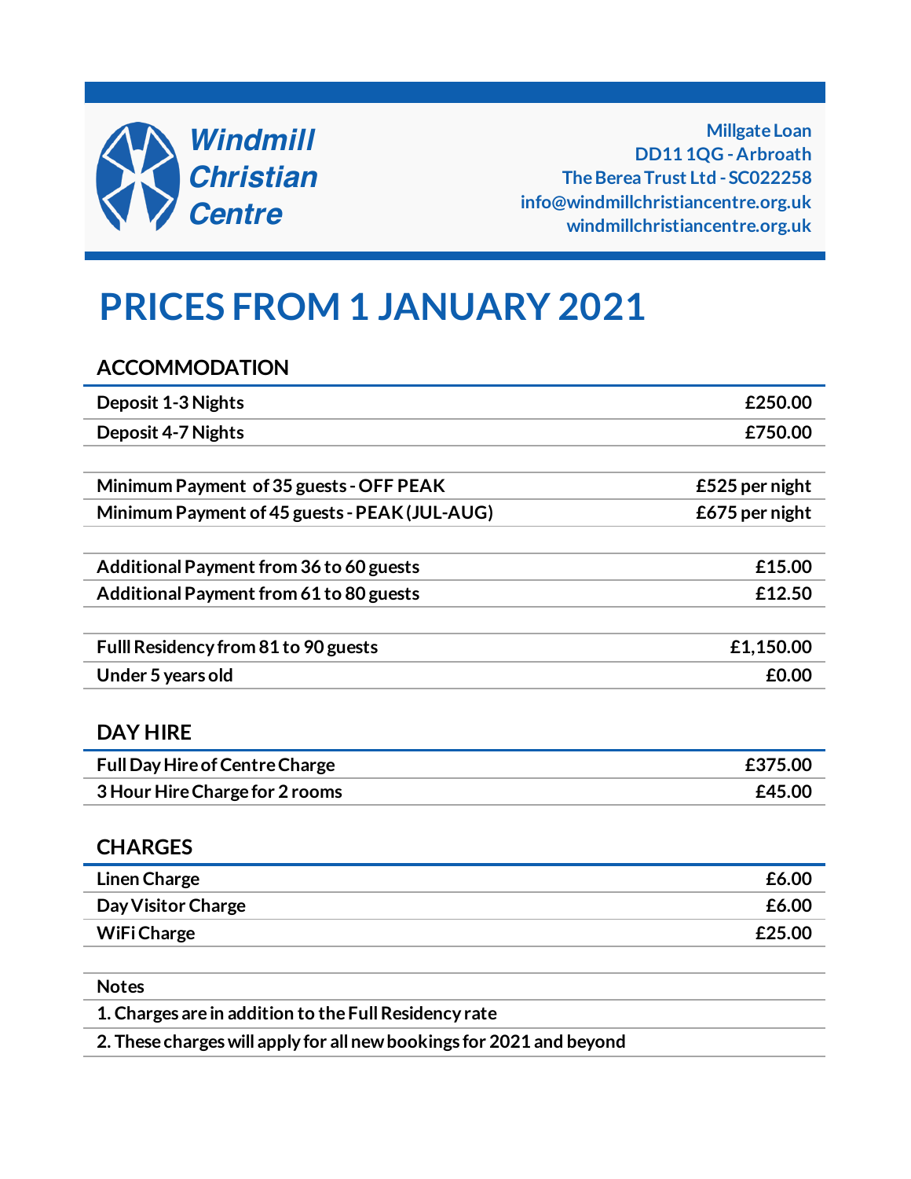**Windmill Christian Centre**

Millgate Loan
DD11 1QG - Arbroath
The Berea Trust Ltd - SC022258
info@windmillchristiancentre.org.uk
windmillchristiancentre.org.uk

# PRICES FROM 1 JANUARY 2021

## ACCOMMODATION

| | |
|---|---|
| Deposit 1-3 Nights | £250.00 |
| Deposit 4-7 Nights | £750.00 |
| | |
| Minimum Payment of 35 guests - OFF PEAK | £525 per night |
| Minimum Payment of 45 guests - PEAK (JUL-AUG) | £675 per night |
| | |
| Additional Payment from 36 to 60 guests | £15.00 |
| Additional Payment from 61 to 80 guests | £12.50 |
| | |
| Fulll Residency from 81 to 90 guests | £1,150.00 |
| Under 5 years old | £0.00 |

## DAY HIRE

| | |
|---|---|
| Full Day Hire of Centre Charge | £375.00 |
| 3 Hour Hire Charge for 2 rooms | £45.00 |

## CHARGES

| | |
|---|---|
| Linen Charge | £6.00 |
| Day Visitor Charge | £6.00 |
| WiFi Charge | £25.00 |

**Notes**

1. Charges are in addition to the Full Residency rate
2. These charges will apply for all new bookings for 2021 and beyond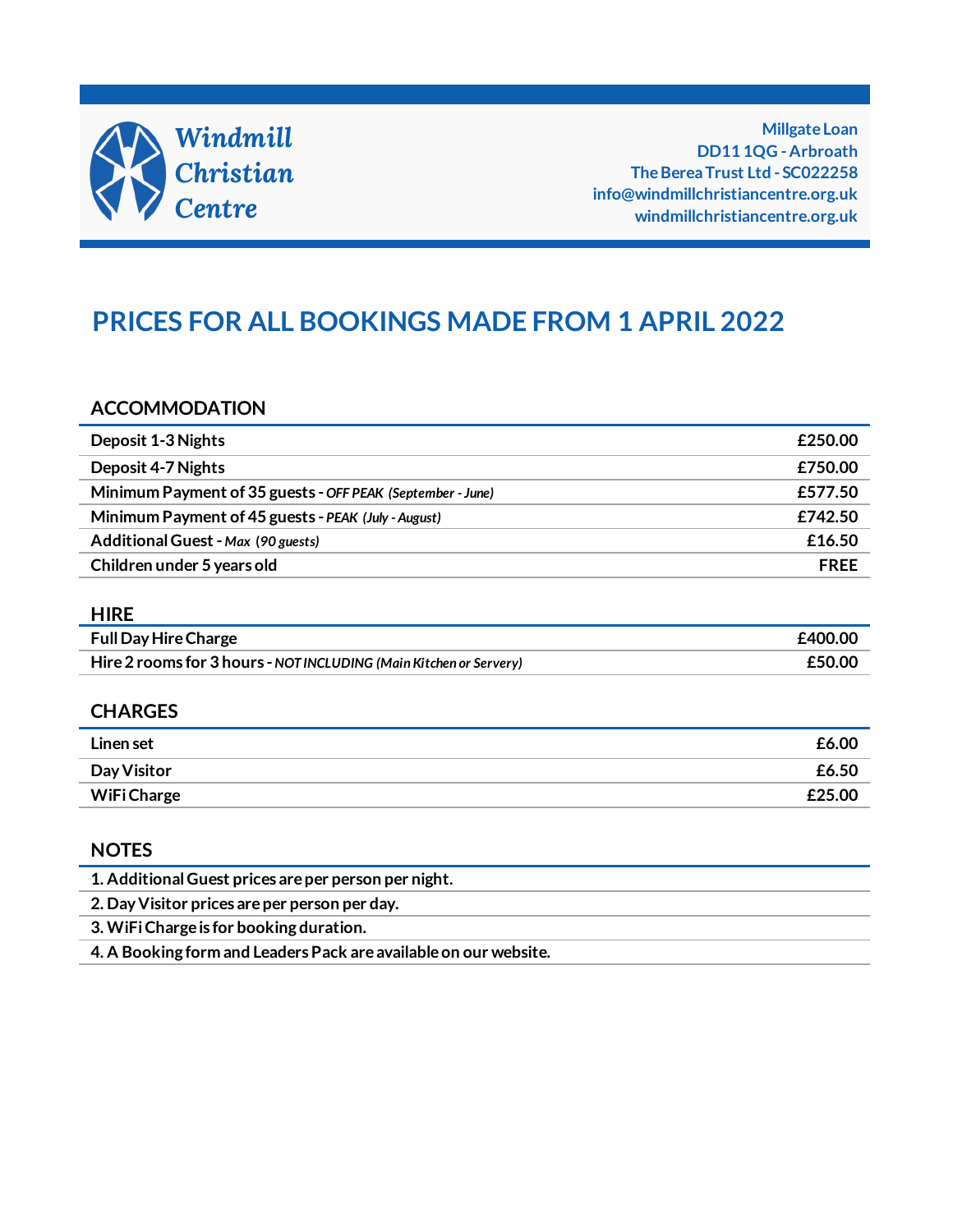**Windmill Christian Centre**

**Millgate Loan**
**DD11 1QG - Arbroath**
**The Berea Trust Ltd - SC022258**
**info@windmillchristiancentre.org.uk**
**windmillchristiancentre.org.uk**

# PRICES FOR ALL BOOKINGS MADE FROM 1 APRIL 2022

## ACCOMMODATION

| | |
|---|---|
| **Deposit 1-3 Nights** | **£250.00** |
| **Deposit 4-7 Nights** | **£750.00** |
| **Minimum Payment of 35 guests** - *OFF PEAK (September - June)* | **£577.50** |
| **Minimum Payment of 45 guests** - *PEAK (July - August)* | **£742.50** |
| **Additional Guest** - *Max (90 guests)* | **£16.50** |
| **Children under 5 years old** | **FREE** |

## HIRE

| | |
|---|---|
| **Full Day Hire Charge** | **£400.00** |
| **Hire 2 rooms for 3 hours** - *NOT INCLUDING (Main Kitchen or Servery)* | **£50.00** |

## CHARGES

| | |
|---|---|
| **Linen set** | **£6.00** |
| **Day Visitor** | **£6.50** |
| **WiFi Charge** | **£25.00** |

## NOTES

1. **Additional Guest prices are per person per night.**
2. **Day Visitor prices are per person per day.**
3. **WiFi Charge is for booking duration.**
4. **A Booking form and Leaders Pack are available on our website.**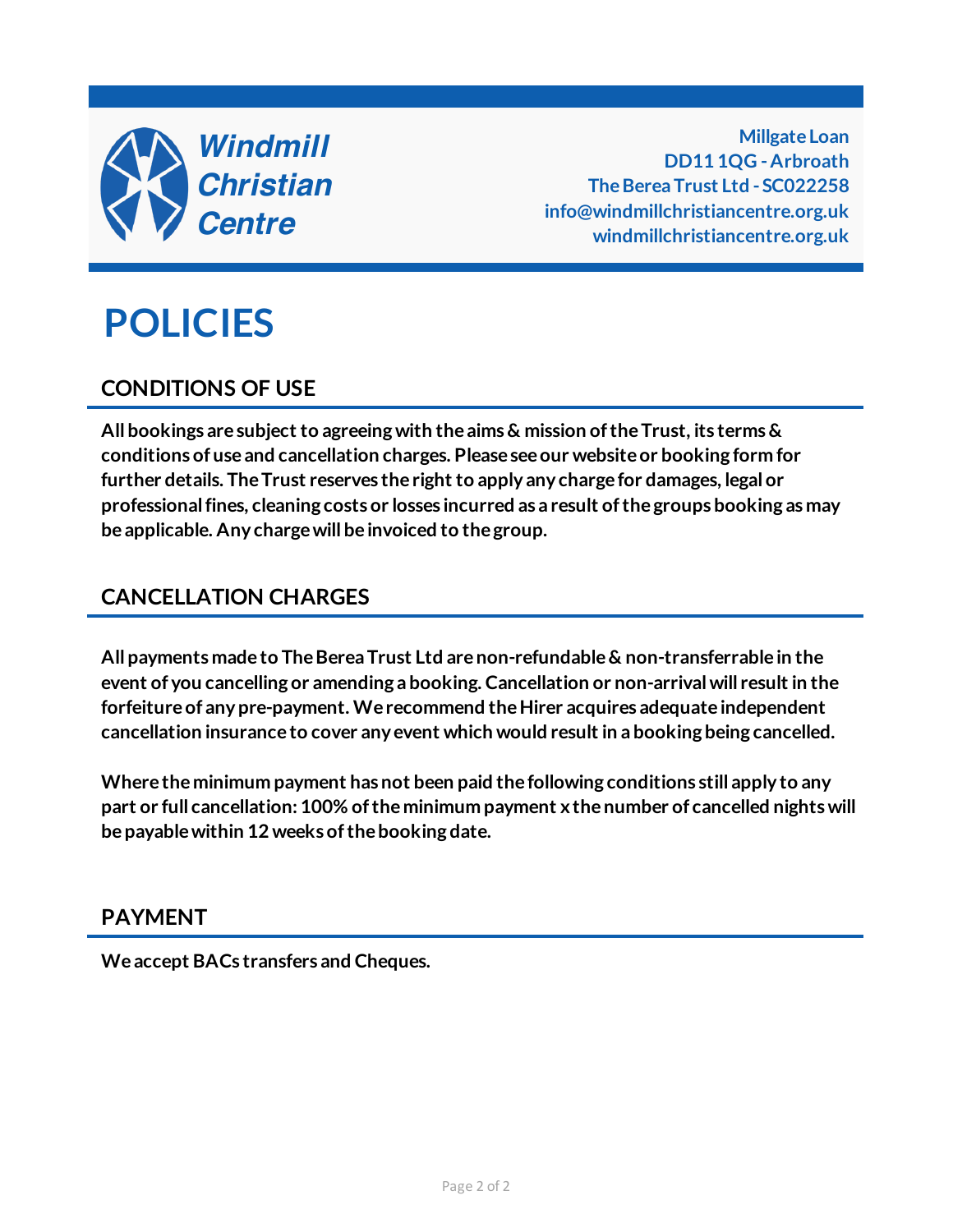Windmill Christian Centre

Millgate Loan
DD11 1QG - Arbroath
The Berea Trust Ltd - SC022258
info@windmillchristiancentre.org.uk
windmillchristiancentre.org.uk

# POLICIES

## CONDITIONS OF USE

**All bookings are subject to agreeing with the aims & mission of the Trust, its terms & conditions of use and cancellation charges. Please see our website or booking form for further details. The Trust reserves the right to apply any charge for damages, legal or professional fines, cleaning costs or losses incurred as a result of the groups booking as may be applicable. Any charge will be invoiced to the group.**

## CANCELLATION CHARGES

**All payments made to The Berea Trust Ltd are non-refundable & non-transferrable in the event of you cancelling or amending a booking. Cancellation or non-arrival will result in the forfeiture of any pre-payment. We recommend the Hirer acquires adequate independent cancellation insurance to cover any event which would result in a booking being cancelled.**

**Where the minimum payment has not been paid the following conditions still apply to any part or full cancellation: 100% of the minimum payment x the number of cancelled nights will be payable within 12 weeks of the booking date.**

## PAYMENT

**We accept BACs transfers and Cheques.**